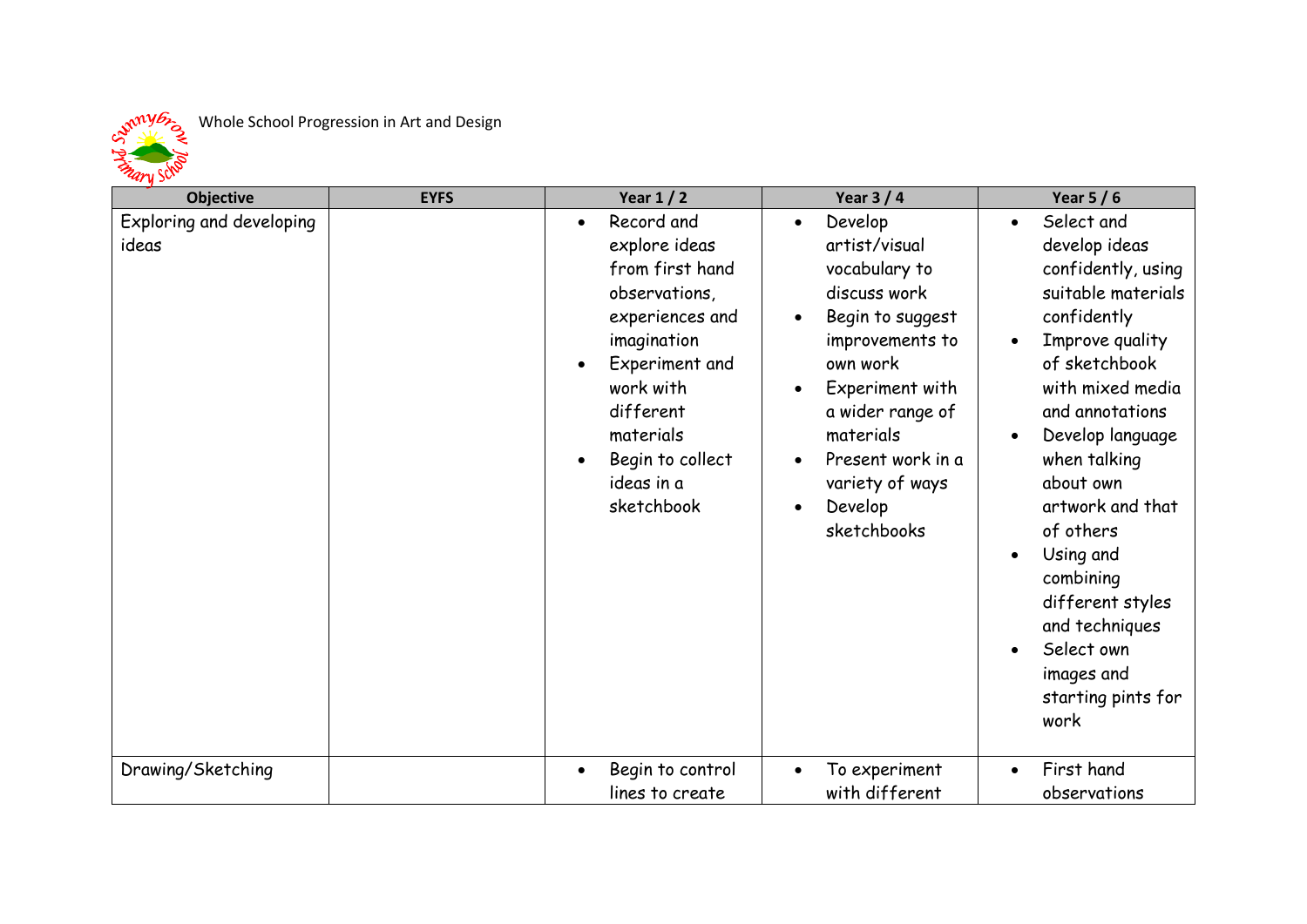Whole School Progression in Art and Design

| Objective | EYFS | Year 1 / 2 | Year 3 / 4 | Year 5 / 6 |
|---|---|---|---|---|
| Exploring and developing ideas | | • Record and explore ideas from first hand observations, experiences and imagination<br>• Experiment and work with different materials<br>• Begin to collect ideas in a sketchbook | • Develop artist/visual vocabulary to discuss work<br>• Begin to suggest improvements to own work<br>• Experiment with a wider range of materials<br>• Present work in a variety of ways<br>• Develop sketchbooks | • Select and develop ideas confidently, using suitable materials confidently<br>• Improve quality of sketchbook with mixed media and annotations<br>• Develop language when talking about own artwork and that of others<br>• Using and combining different styles and techniques<br>• Select own images and starting pints for work |
| Drawing/Sketching | | • Begin to control lines to create | • To experiment with different | • First hand observations |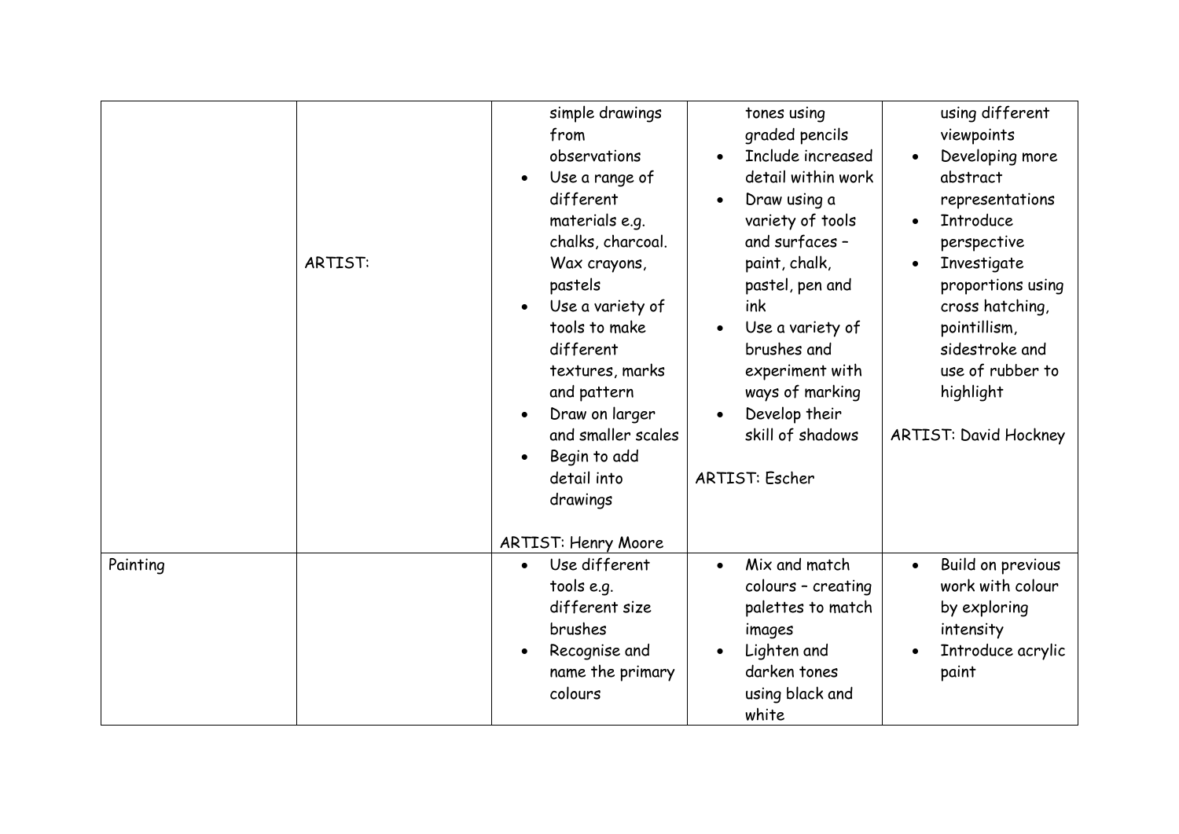| | | | | |
|---|---|---|---|---|
| | ARTIST: | simple drawings from observations<br>• Use a range of different materials e.g. chalks, charcoal. Wax crayons, pastels<br>• Use a variety of tools to make different textures, marks and pattern<br>• Draw on larger and smaller scales<br>• Begin to add detail into drawings<br><br>ARTIST: Henry Moore | tones using graded pencils<br>• Include increased detail within work<br>• Draw using a variety of tools and surfaces – paint, chalk, pastel, pen and ink<br>• Use a variety of brushes and experiment with ways of marking<br>• Develop their skill of shadows<br><br>ARTIST: Escher | using different viewpoints<br>• Developing more abstract representations<br>• Introduce perspective<br>• Investigate proportions using cross hatching, pointillism, sidestroke and use of rubber to highlight<br><br>ARTIST: David Hockney |
| Painting | | • Use different tools e.g. different size brushes<br>• Recognise and name the primary colours | • Mix and match colours – creating palettes to match images<br>• Lighten and darken tones using black and white | • Build on previous work with colour by exploring intensity<br>• Introduce acrylic paint |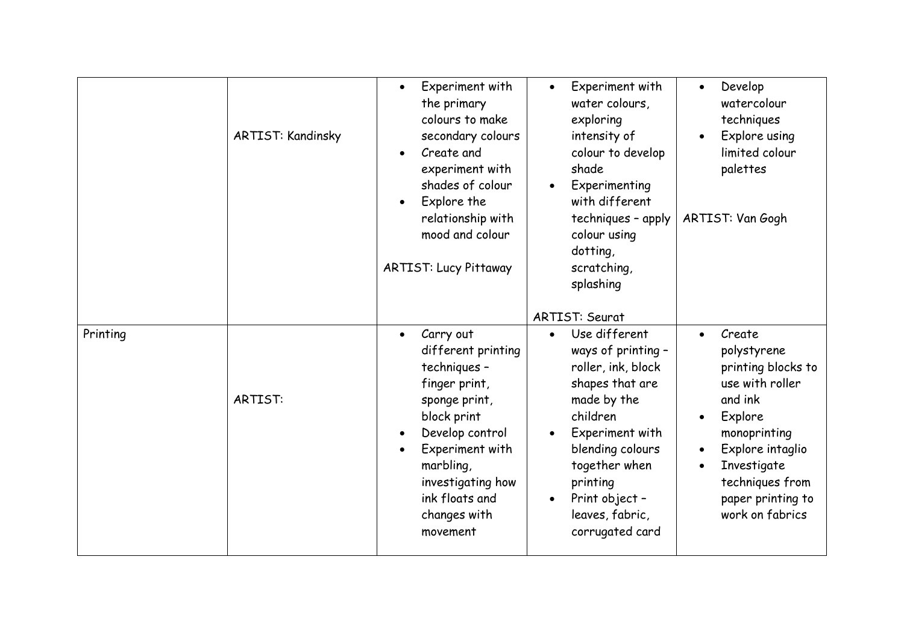| | | | | |
|---|---|---|---|---|
| | ARTIST: Kandinsky | • Experiment with the primary colours to make secondary colours<br>• Create and experiment with shades of colour<br>• Explore the relationship with mood and colour<br><br>ARTIST: Lucy Pittaway | • Experiment with water colours, exploring intensity of colour to develop shade<br>• Experimenting with different techniques – apply colour using dotting, scratching, splashing<br><br>ARTIST: Seurat | • Develop watercolour techniques<br>• Explore using limited colour palettes<br><br>ARTIST: Van Gogh |
| Printing | ARTIST: | • Carry out different printing techniques – finger print, sponge print, block print<br>• Develop control<br>• Experiment with marbling, investigating how ink floats and changes with movement | • Use different ways of printing – roller, ink, block shapes that are made by the children<br>• Experiment with blending colours together when printing<br>• Print object – leaves, fabric, corrugated card | • Create polystyrene printing blocks to use with roller and ink<br>• Explore monoprinting<br>• Explore intaglio<br>• Investigate techniques from paper printing to work on fabrics |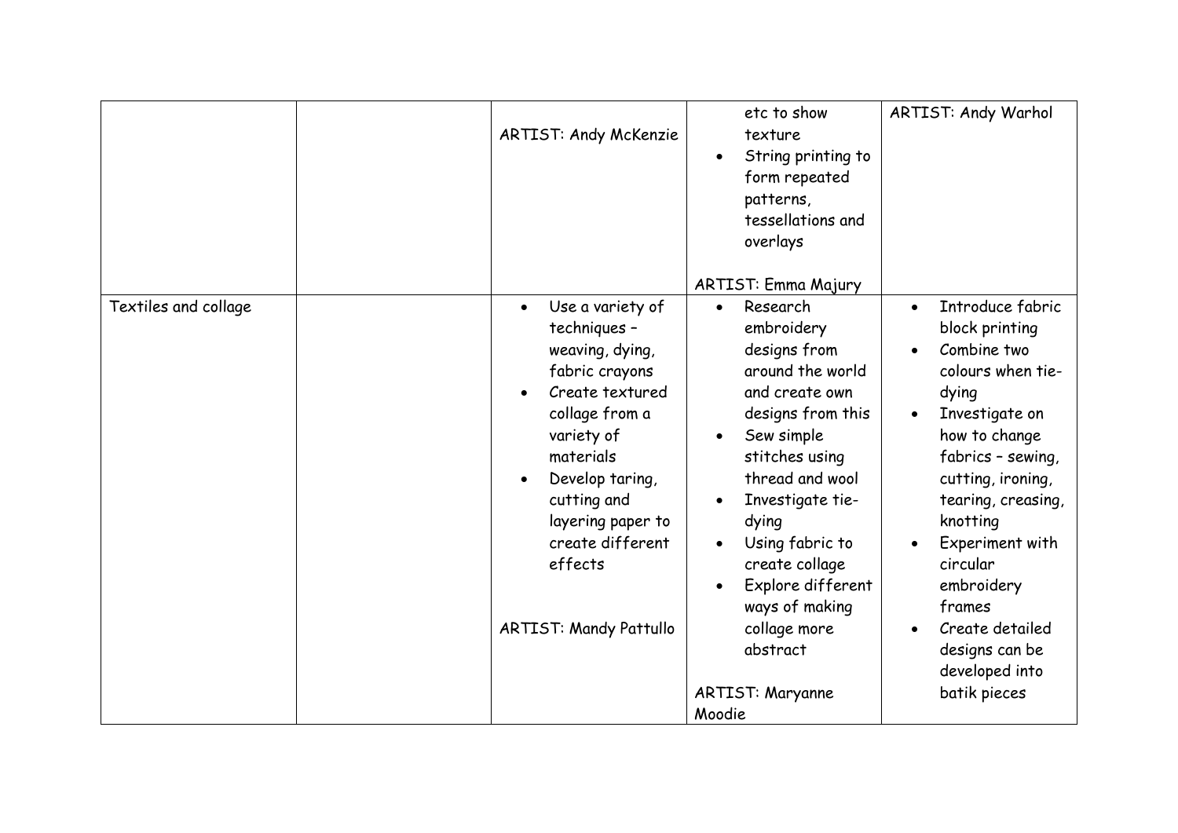| | | | | |
|---|---|---|---|---|
| | | ARTIST: Andy McKenzie | etc to show texture<br>• String printing to form repeated patterns, tessellations and overlays<br><br>ARTIST: Emma Majury | ARTIST: Andy Warhol |
| Textiles and collage | | • Use a variety of techniques – weaving, dying, fabric crayons<br>• Create textured collage from a variety of materials<br>• Develop taring, cutting and layering paper to create different effects<br><br>ARTIST: Mandy Pattullo | • Research embroidery designs from around the world and create own designs from this<br>• Sew simple stitches using thread and wool<br>• Investigate tie-dying<br>• Using fabric to create collage<br>• Explore different ways of making collage more abstract<br><br>ARTIST: Maryanne Moodie | • Introduce fabric block printing<br>• Combine two colours when tie-dying<br>• Investigate on how to change fabrics – sewing, cutting, ironing, tearing, creasing, knotting<br>• Experiment with circular embroidery frames<br>• Create detailed designs can be developed into batik pieces |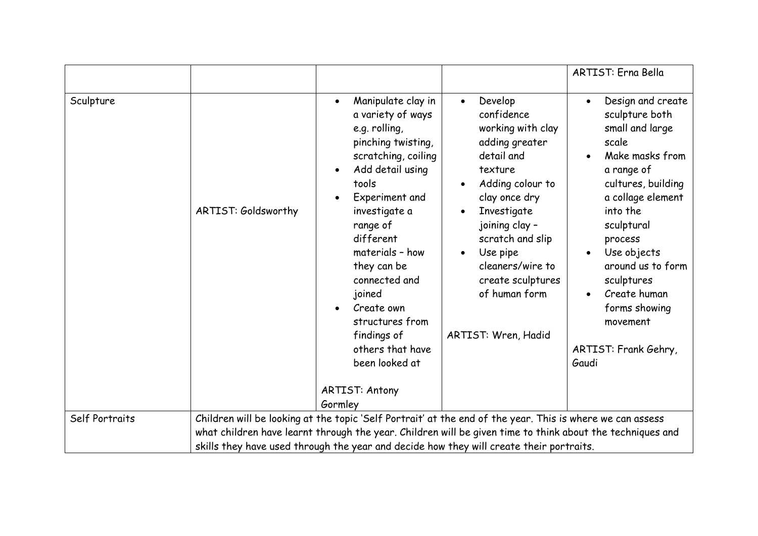| | | | | |
|---|---|---|---|---|
| | | | | ARTIST: Erna Bella |
| Sculpture | ARTIST: Goldsworthy | <ul><li>Manipulate clay in a variety of ways e.g. rolling, pinching twisting, scratching, coiling</li><li>Add detail using tools</li><li>Experiment and investigate a range of different materials – how they can be connected and joined</li><li>Create own structures from findings of others that have been looked at</li></ul>ARTIST: Antony Gormley | <ul><li>Develop confidence working with clay adding greater detail and texture</li><li>Adding colour to clay once dry</li><li>Investigate joining clay – scratch and slip</li><li>Use pipe cleaners/wire to create sculptures of human form</li></ul>ARTIST: Wren, Hadid | <ul><li>Design and create sculpture both small and large scale</li><li>Make masks from a range of cultures, building a collage element into the sculptural process</li><li>Use objects around us to form sculptures</li><li>Create human forms showing movement</li></ul>ARTIST: Frank Gehry, Gaudi |
| Self Portraits | Children will be looking at the topic 'Self Portrait' at the end of the year. This is where we can assess what children have learnt through the year. Children will be given time to think about the techniques and skills they have used through the year and decide how they will create their portraits. | | | |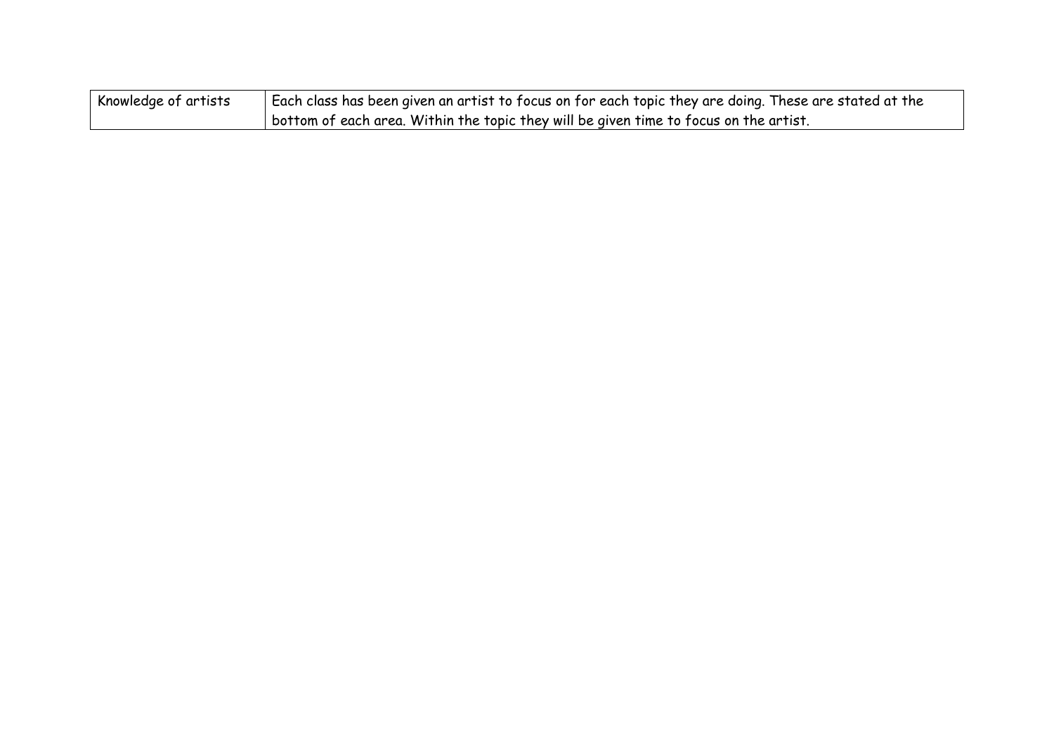| | |
|---|---|
| Knowledge of artists | Each class has been given an artist to focus on for each topic they are doing. These are stated at the bottom of each area. Within the topic they will be given time to focus on the artist. |